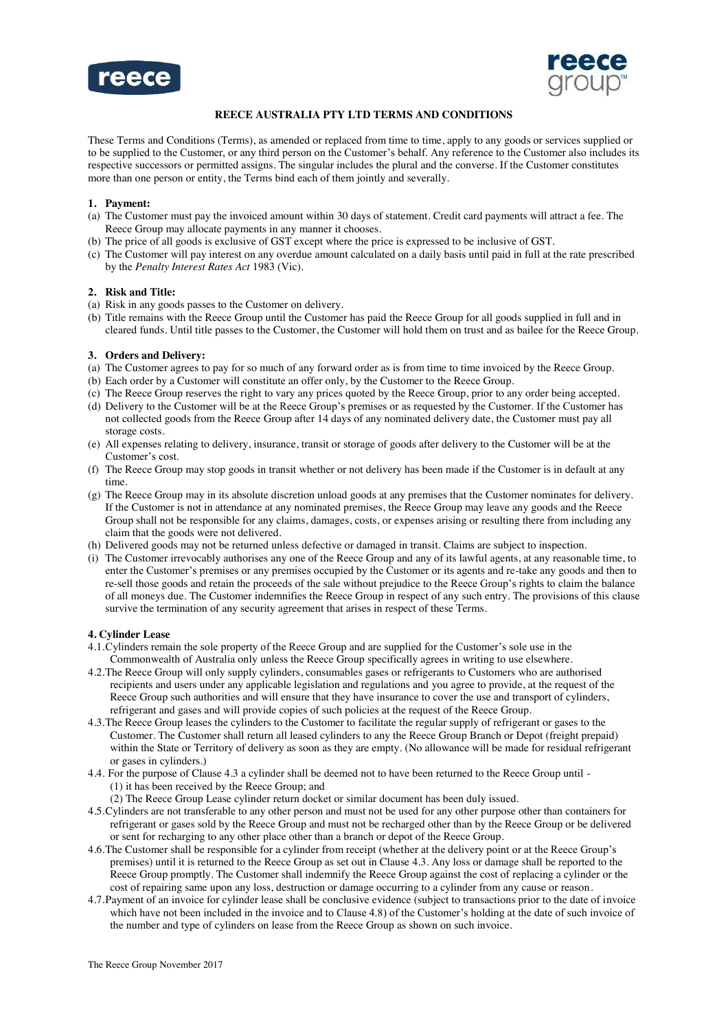**REECE AUSTRALIA PTY LTD TERMS AND CONDITIONS**

These Terms and Conditions (Terms), as amended or replaced from time to time, apply to any goods or services supplied or to be supplied to the Customer, or any third person on the Customer's behalf. Any reference to the Customer also includes its respective successors or permitted assigns. The singular includes the plural and the converse. If the Customer constitutes more than one person or entity, the Terms bind each of them jointly and severally.

**1. Payment:**

(a) The Customer must pay the invoiced amount within 30 days of statement. Credit card payments will attract a fee. The Reece Group may allocate payments in any manner it chooses.

(b) The price of all goods is exclusive of GST except where the price is expressed to be inclusive of GST.

(c) The Customer will pay interest on any overdue amount calculated on a daily basis until paid in full at the rate prescribed by the *Penalty Interest Rates Act* 1983 (Vic).

**2. Risk and Title:**

(a) Risk in any goods passes to the Customer on delivery.

(b) Title remains with the Reece Group until the Customer has paid the Reece Group for all goods supplied in full and in cleared funds. Until title passes to the Customer, the Customer will hold them on trust and as bailee for the Reece Group.

**3. Orders and Delivery:**

(a) The Customer agrees to pay for so much of any forward order as is from time to time invoiced by the Reece Group.

(b) Each order by a Customer will constitute an offer only, by the Customer to the Reece Group.

(c) The Reece Group reserves the right to vary any prices quoted by the Reece Group, prior to any order being accepted.

(d) Delivery to the Customer will be at the Reece Group's premises or as requested by the Customer. If the Customer has not collected goods from the Reece Group after 14 days of any nominated delivery date, the Customer must pay all storage costs.

(e) All expenses relating to delivery, insurance, transit or storage of goods after delivery to the Customer will be at the Customer's cost.

(f) The Reece Group may stop goods in transit whether or not delivery has been made if the Customer is in default at any time.

(g) The Reece Group may in its absolute discretion unload goods at any premises that the Customer nominates for delivery. If the Customer is not in attendance at any nominated premises, the Reece Group may leave any goods and the Reece Group shall not be responsible for any claims, damages, costs, or expenses arising or resulting there from including any claim that the goods were not delivered.

(h) Delivered goods may not be returned unless defective or damaged in transit. Claims are subject to inspection.

(i) The Customer irrevocably authorises any one of the Reece Group and any of its lawful agents, at any reasonable time, to enter the Customer's premises or any premises occupied by the Customer or its agents and re-take any goods and then to re-sell those goods and retain the proceeds of the sale without prejudice to the Reece Group's rights to claim the balance of all moneys due. The Customer indemnifies the Reece Group in respect of any such entry. The provisions of this clause survive the termination of any security agreement that arises in respect of these Terms.

**4. Cylinder Lease**

4.1. Cylinders remain the sole property of the Reece Group and are supplied for the Customer's sole use in the Commonwealth of Australia only unless the Reece Group specifically agrees in writing to use elsewhere.

4.2. The Reece Group will only supply cylinders, consumables gases or refrigerants to Customers who are authorised recipients and users under any applicable legislation and regulations and you agree to provide, at the request of the Reece Group such authorities and will ensure that they have insurance to cover the use and transport of cylinders, refrigerant and gases and will provide copies of such policies at the request of the Reece Group.

4.3. The Reece Group leases the cylinders to the Customer to facilitate the regular supply of refrigerant or gases to the Customer. The Customer shall return all leased cylinders to any the Reece Group Branch or Depot (freight prepaid) within the State or Territory of delivery as soon as they are empty. (No allowance will be made for residual refrigerant or gases in cylinders.)

4.4. For the purpose of Clause 4.3 a cylinder shall be deemed not to have been returned to the Reece Group until -

(1) it has been received by the Reece Group; and

(2) The Reece Group Lease cylinder return docket or similar document has been duly issued.

4.5. Cylinders are not transferable to any other person and must not be used for any other purpose other than containers for refrigerant or gases sold by the Reece Group and must not be recharged other than by the Reece Group or be delivered or sent for recharging to any other place other than a branch or depot of the Reece Group.

4.6. The Customer shall be responsible for a cylinder from receipt (whether at the delivery point or at the Reece Group's premises) until it is returned to the Reece Group as set out in Clause 4.3. Any loss or damage shall be reported to the Reece Group promptly. The Customer shall indemnify the Reece Group against the cost of replacing a cylinder or the cost of repairing same upon any loss, destruction or damage occurring to a cylinder from any cause or reason.

4.7. Payment of an invoice for cylinder lease shall be conclusive evidence (subject to transactions prior to the date of invoice which have not been included in the invoice and to Clause 4.8) of the Customer's holding at the date of such invoice of the number and type of cylinders on lease from the Reece Group as shown on such invoice.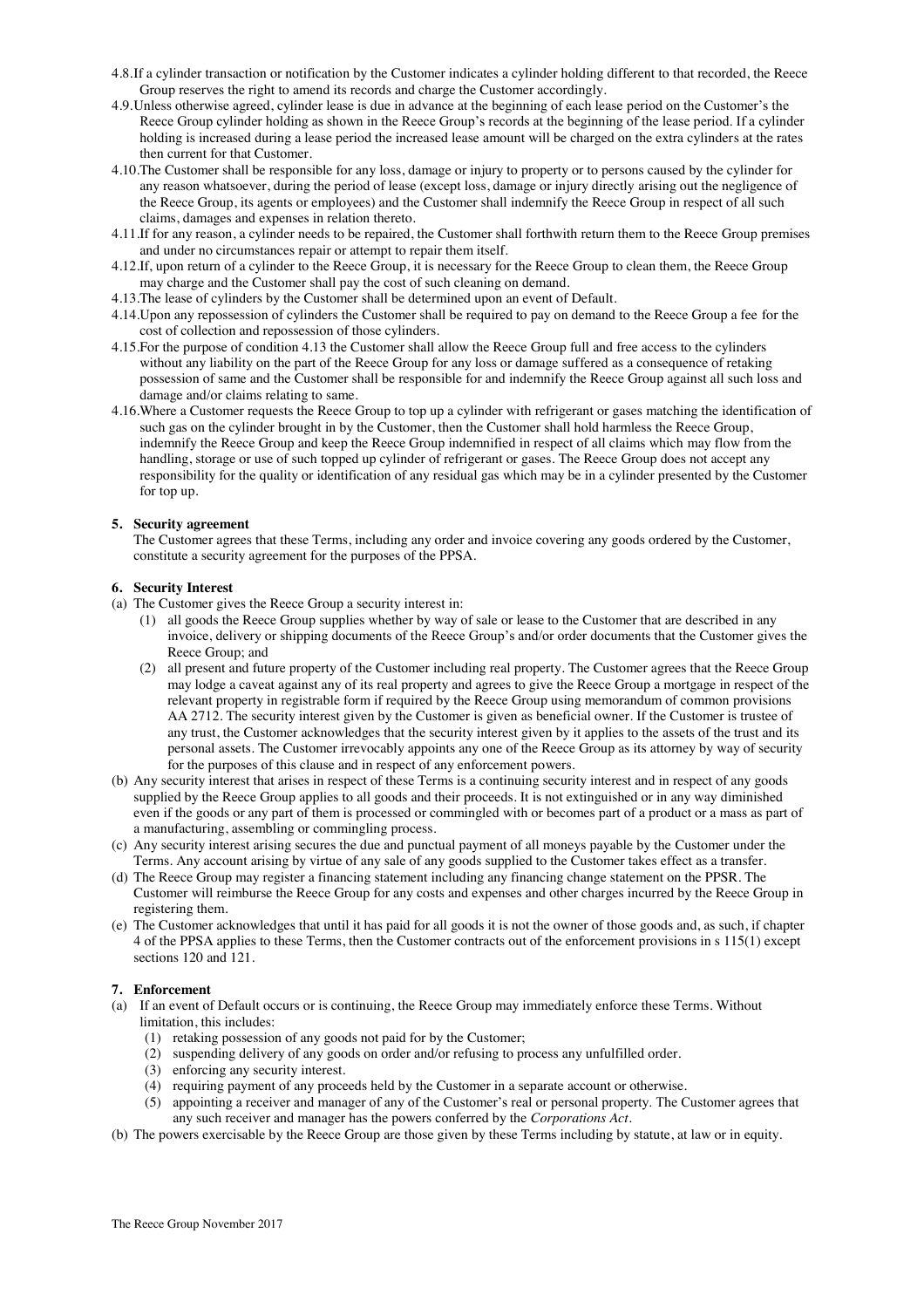4.8. If a cylinder transaction or notification by the Customer indicates a cylinder holding different to that recorded, the Reece Group reserves the right to amend its records and charge the Customer accordingly.

4.9. Unless otherwise agreed, cylinder lease is due in advance at the beginning of each lease period on the Customer's the Reece Group cylinder holding as shown in the Reece Group's records at the beginning of the lease period. If a cylinder holding is increased during a lease period the increased lease amount will be charged on the extra cylinders at the rates then current for that Customer.

4.10. The Customer shall be responsible for any loss, damage or injury to property or to persons caused by the cylinder for any reason whatsoever, during the period of lease (except loss, damage or injury directly arising out the negligence of the Reece Group, its agents or employees) and the Customer shall indemnify the Reece Group in respect of all such claims, damages and expenses in relation thereto.

4.11. If for any reason, a cylinder needs to be repaired, the Customer shall forthwith return them to the Reece Group premises and under no circumstances repair or attempt to repair them itself.

4.12. If, upon return of a cylinder to the Reece Group, it is necessary for the Reece Group to clean them, the Reece Group may charge and the Customer shall pay the cost of such cleaning on demand.

4.13. The lease of cylinders by the Customer shall be determined upon an event of Default.

4.14. Upon any repossession of cylinders the Customer shall be required to pay on demand to the Reece Group a fee for the cost of collection and repossession of those cylinders.

4.15. For the purpose of condition 4.13 the Customer shall allow the Reece Group full and free access to the cylinders without any liability on the part of the Reece Group for any loss or damage suffered as a consequence of retaking possession of same and the Customer shall be responsible for and indemnify the Reece Group against all such loss and damage and/or claims relating to same.

4.16. Where a Customer requests the Reece Group to top up a cylinder with refrigerant or gases matching the identification of such gas on the cylinder brought in by the Customer, then the Customer shall hold harmless the Reece Group, indemnify the Reece Group and keep the Reece Group indemnified in respect of all claims which may flow from the handling, storage or use of such topped up cylinder of refrigerant or gases. The Reece Group does not accept any responsibility for the quality or identification of any residual gas which may be in a cylinder presented by the Customer for top up.

## 5. Security agreement

The Customer agrees that these Terms, including any order and invoice covering any goods ordered by the Customer, constitute a security agreement for the purposes of the PPSA.

## 6. Security Interest

(a) The Customer gives the Reece Group a security interest in:

   (1) all goods the Reece Group supplies whether by way of sale or lease to the Customer that are described in any invoice, delivery or shipping documents of the Reece Group's and/or order documents that the Customer gives the Reece Group; and

   (2) all present and future property of the Customer including real property. The Customer agrees that the Reece Group may lodge a caveat against any of its real property and agrees to give the Reece Group a mortgage in respect of the relevant property in registrable form if required by the Reece Group using memorandum of common provisions AA 2712. The security interest given by the Customer is given as beneficial owner. If the Customer is trustee of any trust, the Customer acknowledges that the security interest given by it applies to the assets of the trust and its personal assets. The Customer irrevocably appoints any one of the Reece Group as its attorney by way of security for the purposes of this clause and in respect of any enforcement powers.

(b) Any security interest that arises in respect of these Terms is a continuing security interest and in respect of any goods supplied by the Reece Group applies to all goods and their proceeds. It is not extinguished or in any way diminished even if the goods or any part of them is processed or commingled with or becomes part of a product or a mass as part of a manufacturing, assembling or commingling process.

(c) Any security interest arising secures the due and punctual payment of all moneys payable by the Customer under the Terms. Any account arising by virtue of any sale of any goods supplied to the Customer takes effect as a transfer.

(d) The Reece Group may register a financing statement including any financing change statement on the PPSR. The Customer will reimburse the Reece Group for any costs and expenses and other charges incurred by the Reece Group in registering them.

(e) The Customer acknowledges that until it has paid for all goods it is not the owner of those goods and, as such, if chapter 4 of the PPSA applies to these Terms, then the Customer contracts out of the enforcement provisions in s 115(1) except sections 120 and 121.

## 7. Enforcement

(a) If an event of Default occurs or is continuing, the Reece Group may immediately enforce these Terms. Without limitation, this includes:

   (1) retaking possession of any goods not paid for by the Customer;

   (2) suspending delivery of any goods on order and/or refusing to process any unfulfilled order.

   (3) enforcing any security interest.

   (4) requiring payment of any proceeds held by the Customer in a separate account or otherwise.

   (5) appointing a receiver and manager of any of the Customer's real or personal property. The Customer agrees that any such receiver and manager has the powers conferred by the *Corporations Act*.

(b) The powers exercisable by the Reece Group are those given by these Terms including by statute, at law or in equity.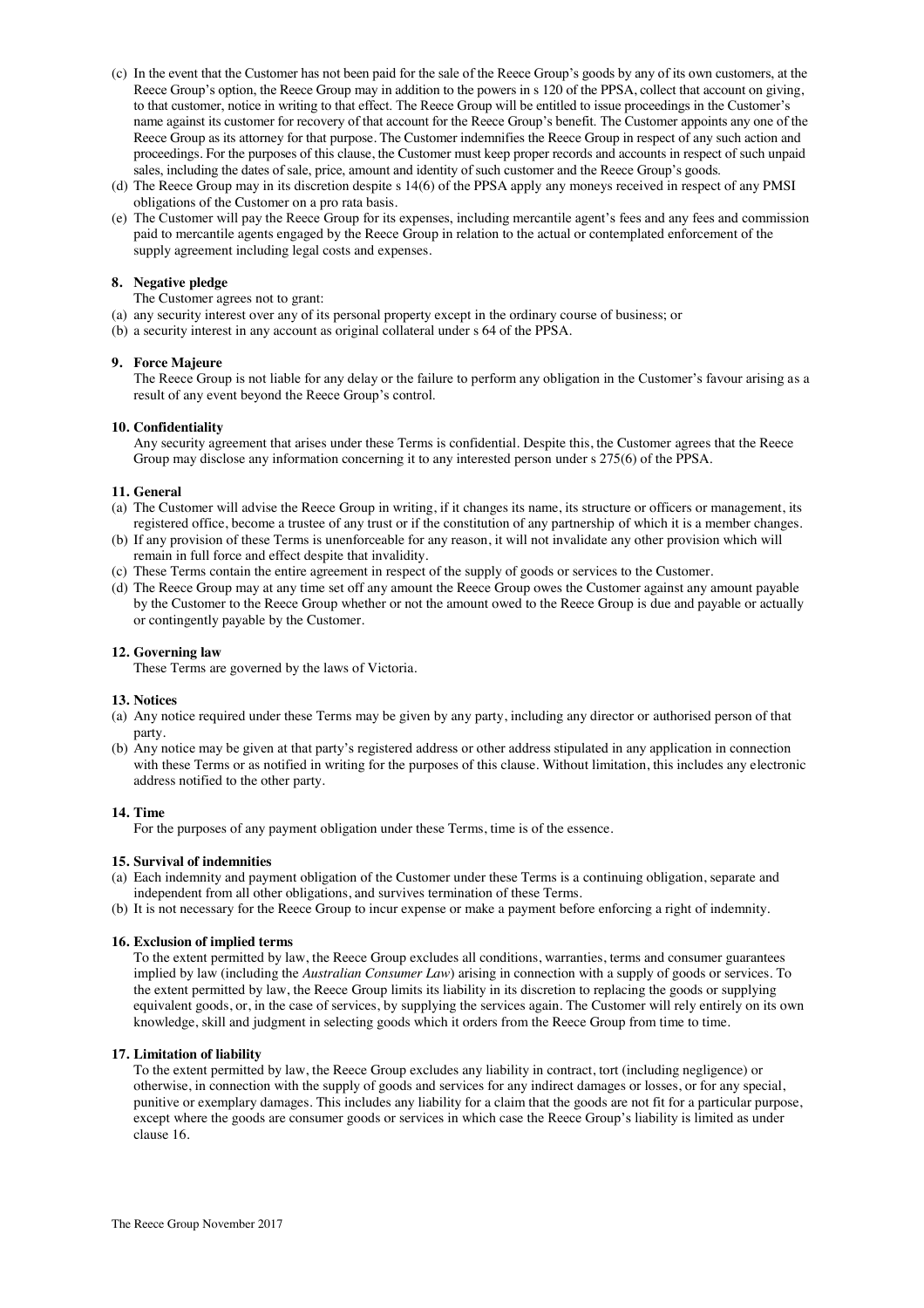(c) In the event that the Customer has not been paid for the sale of the Reece Group's goods by any of its own customers, at the Reece Group's option, the Reece Group may in addition to the powers in s 120 of the PPSA, collect that account on giving, to that customer, notice in writing to that effect. The Reece Group will be entitled to issue proceedings in the Customer's name against its customer for recovery of that account for the Reece Group's benefit. The Customer appoints any one of the Reece Group as its attorney for that purpose. The Customer indemnifies the Reece Group in respect of any such action and proceedings. For the purposes of this clause, the Customer must keep proper records and accounts in respect of such unpaid sales, including the dates of sale, price, amount and identity of such customer and the Reece Group's goods.

(d) The Reece Group may in its discretion despite s 14(6) of the PPSA apply any moneys received in respect of any PMSI obligations of the Customer on a pro rata basis.

(e) The Customer will pay the Reece Group for its expenses, including mercantile agent's fees and any fees and commission paid to mercantile agents engaged by the Reece Group in relation to the actual or contemplated enforcement of the supply agreement including legal costs and expenses.

## 8. Negative pledge

The Customer agrees not to grant:

(a) any security interest over any of its personal property except in the ordinary course of business; or

(b) a security interest in any account as original collateral under s 64 of the PPSA.

## 9. Force Majeure

The Reece Group is not liable for any delay or the failure to perform any obligation in the Customer's favour arising as a result of any event beyond the Reece Group's control.

## 10. Confidentiality

Any security agreement that arises under these Terms is confidential. Despite this, the Customer agrees that the Reece Group may disclose any information concerning it to any interested person under s 275(6) of the PPSA.

## 11. General

(a) The Customer will advise the Reece Group in writing, if it changes its name, its structure or officers or management, its registered office, become a trustee of any trust or if the constitution of any partnership of which it is a member changes.

(b) If any provision of these Terms is unenforceable for any reason, it will not invalidate any other provision which will remain in full force and effect despite that invalidity.

(c) These Terms contain the entire agreement in respect of the supply of goods or services to the Customer.

(d) The Reece Group may at any time set off any amount the Reece Group owes the Customer against any amount payable by the Customer to the Reece Group whether or not the amount owed to the Reece Group is due and payable or actually or contingently payable by the Customer.

## 12. Governing law

These Terms are governed by the laws of Victoria.

## 13. Notices

(a) Any notice required under these Terms may be given by any party, including any director or authorised person of that party.

(b) Any notice may be given at that party's registered address or other address stipulated in any application in connection with these Terms or as notified in writing for the purposes of this clause. Without limitation, this includes any electronic address notified to the other party.

## 14. Time

For the purposes of any payment obligation under these Terms, time is of the essence.

## 15. Survival of indemnities

(a) Each indemnity and payment obligation of the Customer under these Terms is a continuing obligation, separate and independent from all other obligations, and survives termination of these Terms.

(b) It is not necessary for the Reece Group to incur expense or make a payment before enforcing a right of indemnity.

## 16. Exclusion of implied terms

To the extent permitted by law, the Reece Group excludes all conditions, warranties, terms and consumer guarantees implied by law (including the *Australian Consumer Law*) arising in connection with a supply of goods or services. To the extent permitted by law, the Reece Group limits its liability in its discretion to replacing the goods or supplying equivalent goods, or, in the case of services, by supplying the services again. The Customer will rely entirely on its own knowledge, skill and judgment in selecting goods which it orders from the Reece Group from time to time.

## 17. Limitation of liability

To the extent permitted by law, the Reece Group excludes any liability in contract, tort (including negligence) or otherwise, in connection with the supply of goods and services for any indirect damages or losses, or for any special, punitive or exemplary damages. This includes any liability for a claim that the goods are not fit for a particular purpose, except where the goods are consumer goods or services in which case the Reece Group's liability is limited as under clause 16.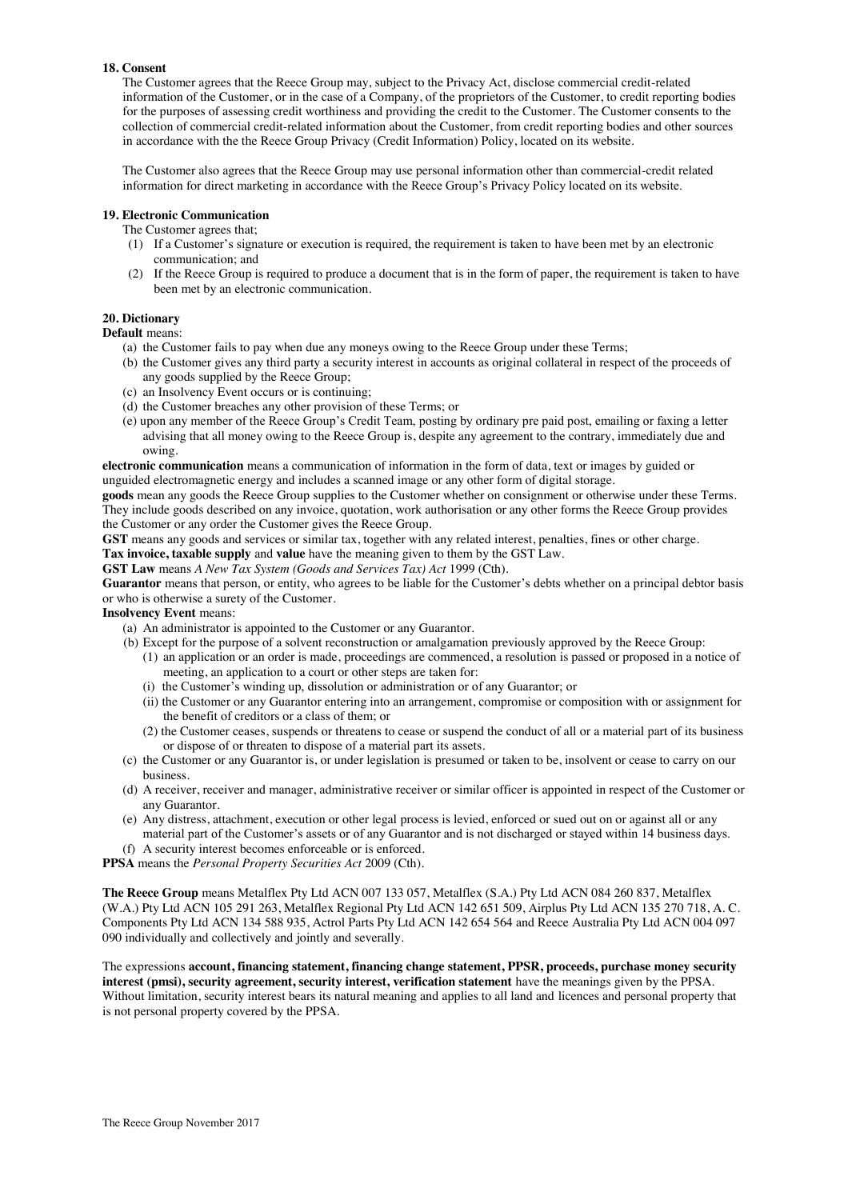**18. Consent**

The Customer agrees that the Reece Group may, subject to the Privacy Act, disclose commercial credit-related information of the Customer, or in the case of a Company, of the proprietors of the Customer, to credit reporting bodies for the purposes of assessing credit worthiness and providing the credit to the Customer. The Customer consents to the collection of commercial credit-related information about the Customer, from credit reporting bodies and other sources in accordance with the the Reece Group Privacy (Credit Information) Policy, located on its website.

The Customer also agrees that the Reece Group may use personal information other than commercial-credit related information for direct marketing in accordance with the Reece Group's Privacy Policy located on its website.

**19. Electronic Communication**

The Customer agrees that;

(1) If a Customer's signature or execution is required, the requirement is taken to have been met by an electronic communication; and

(2) If the Reece Group is required to produce a document that is in the form of paper, the requirement is taken to have been met by an electronic communication.

**20. Dictionary**

**Default** means:

(a) the Customer fails to pay when due any moneys owing to the Reece Group under these Terms;

(b) the Customer gives any third party a security interest in accounts as original collateral in respect of the proceeds of any goods supplied by the Reece Group;

(c) an Insolvency Event occurs or is continuing;

(d) the Customer breaches any other provision of these Terms; or

(e) upon any member of the Reece Group's Credit Team, posting by ordinary pre paid post, emailing or faxing a letter advising that all money owing to the Reece Group is, despite any agreement to the contrary, immediately due and owing.

**electronic communication** means a communication of information in the form of data, text or images by guided or unguided electromagnetic energy and includes a scanned image or any other form of digital storage.

**goods** mean any goods the Reece Group supplies to the Customer whether on consignment or otherwise under these Terms. They include goods described on any invoice, quotation, work authorisation or any other forms the Reece Group provides the Customer or any order the Customer gives the Reece Group.

**GST** means any goods and services or similar tax, together with any related interest, penalties, fines or other charge.

**Tax invoice, taxable supply** and **value** have the meaning given to them by the GST Law.

**GST Law** means *A New Tax System (Goods and Services Tax) Act* 1999 (Cth).

**Guarantor** means that person, or entity, who agrees to be liable for the Customer's debts whether on a principal debtor basis or who is otherwise a surety of the Customer.

**Insolvency Event** means:

(a) An administrator is appointed to the Customer or any Guarantor.

(b) Except for the purpose of a solvent reconstruction or amalgamation previously approved by the Reece Group:

(1) an application or an order is made, proceedings are commenced, a resolution is passed or proposed in a notice of meeting, an application to a court or other steps are taken for:

(i) the Customer's winding up, dissolution or administration or of any Guarantor; or

(ii) the Customer or any Guarantor entering into an arrangement, compromise or composition with or assignment for the benefit of creditors or a class of them; or

(2) the Customer ceases, suspends or threatens to cease or suspend the conduct of all or a material part of its business or dispose of or threaten to dispose of a material part its assets.

(c) the Customer or any Guarantor is, or under legislation is presumed or taken to be, insolvent or cease to carry on our business.

(d) A receiver, receiver and manager, administrative receiver or similar officer is appointed in respect of the Customer or any Guarantor.

(e) Any distress, attachment, execution or other legal process is levied, enforced or sued out on or against all or any material part of the Customer's assets or of any Guarantor and is not discharged or stayed within 14 business days.

(f) A security interest becomes enforceable or is enforced.

**PPSA** means the *Personal Property Securities Act* 2009 (Cth).

**The Reece Group** means Metalflex Pty Ltd ACN 007 133 057, Metalflex (S.A.) Pty Ltd ACN 084 260 837, Metalflex (W.A.) Pty Ltd ACN 105 291 263, Metalflex Regional Pty Ltd ACN 142 651 509, Airplus Pty Ltd ACN 135 270 718, A. C. Components Pty Ltd ACN 134 588 935, Actrol Parts Pty Ltd ACN 142 654 564 and Reece Australia Pty Ltd ACN 004 097 090 individually and collectively and jointly and severally.

The expressions **account, financing statement, financing change statement, PPSR, proceeds, purchase money security interest (pmsi), security agreement, security interest, verification statement** have the meanings given by the PPSA. Without limitation, security interest bears its natural meaning and applies to all land and licences and personal property that is not personal property covered by the PPSA.

The Reece Group November 2017